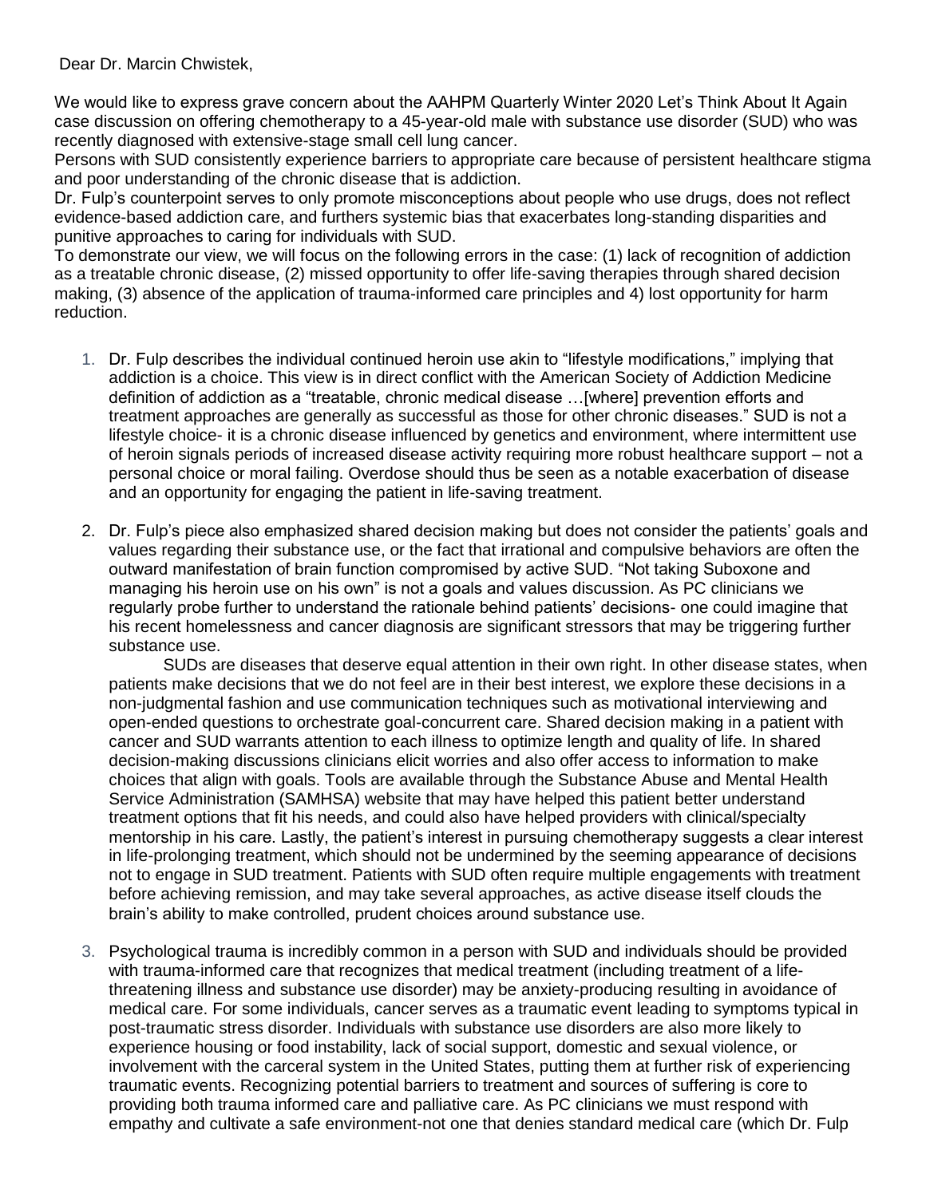Dear Dr. Marcin Chwistek,

We would like to express grave concern about the AAHPM Quarterly Winter 2020 Let's Think About It Again case discussion on offering chemotherapy to a 45-year-old male with substance use disorder (SUD) who was recently diagnosed with extensive-stage small cell lung cancer.

Persons with SUD consistently experience barriers to appropriate care because of persistent healthcare stigma and poor understanding of the chronic disease that is addiction.

Dr. Fulp's counterpoint serves to only promote misconceptions about people who use drugs, does not reflect evidence-based addiction care, and furthers systemic bias that exacerbates long-standing disparities and punitive approaches to caring for individuals with SUD.

To demonstrate our view, we will focus on the following errors in the case: (1) lack of recognition of addiction as a treatable chronic disease, (2) missed opportunity to offer life-saving therapies through shared decision making, (3) absence of the application of trauma-informed care principles and 4) lost opportunity for harm reduction.

1. Dr. Fulp describes the individual continued heroin use akin to "lifestyle modifications," implying that addiction is a choice. This view is in direct conflict with the American Society of Addiction Medicine definition of addiction as a "treatable, chronic medical disease …[where] prevention efforts and treatment approaches are generally as successful as those for other chronic diseases." SUD is not a lifestyle choice- it is a chronic disease influenced by genetics and environment, where intermittent use of heroin signals periods of increased disease activity requiring more robust healthcare support – not a personal choice or moral failing. Overdose should thus be seen as a notable exacerbation of disease and an opportunity for engaging the patient in life-saving treatment.

2. Dr. Fulp's piece also emphasized shared decision making but does not consider the patients' goals and values regarding their substance use, or the fact that irrational and compulsive behaviors are often the outward manifestation of brain function compromised by active SUD. "Not taking Suboxone and managing his heroin use on his own" is not a goals and values discussion. As PC clinicians we regularly probe further to understand the rationale behind patients' decisions- one could imagine that his recent homelessness and cancer diagnosis are significant stressors that may be triggering further substance use.

   SUDs are diseases that deserve equal attention in their own right. In other disease states, when patients make decisions that we do not feel are in their best interest, we explore these decisions in a non-judgmental fashion and use communication techniques such as motivational interviewing and open-ended questions to orchestrate goal-concurrent care. Shared decision making in a patient with cancer and SUD warrants attention to each illness to optimize length and quality of life. In shared decision-making discussions clinicians elicit worries and also offer access to information to make choices that align with goals. Tools are available through the Substance Abuse and Mental Health Service Administration (SAMHSA) website that may have helped this patient better understand treatment options that fit his needs, and could also have helped providers with clinical/specialty mentorship in his care. Lastly, the patient's interest in pursuing chemotherapy suggests a clear interest in life-prolonging treatment, which should not be undermined by the seeming appearance of decisions not to engage in SUD treatment. Patients with SUD often require multiple engagements with treatment before achieving remission, and may take several approaches, as active disease itself clouds the brain's ability to make controlled, prudent choices around substance use.

3. Psychological trauma is incredibly common in a person with SUD and individuals should be provided with trauma-informed care that recognizes that medical treatment (including treatment of a life-threatening illness and substance use disorder) may be anxiety-producing resulting in avoidance of medical care. For some individuals, cancer serves as a traumatic event leading to symptoms typical in post-traumatic stress disorder. Individuals with substance use disorders are also more likely to experience housing or food instability, lack of social support, domestic and sexual violence, or involvement with the carceral system in the United States, putting them at further risk of experiencing traumatic events. Recognizing potential barriers to treatment and sources of suffering is core to providing both trauma informed care and palliative care. As PC clinicians we must respond with empathy and cultivate a safe environment-not one that denies standard medical care (which Dr. Fulp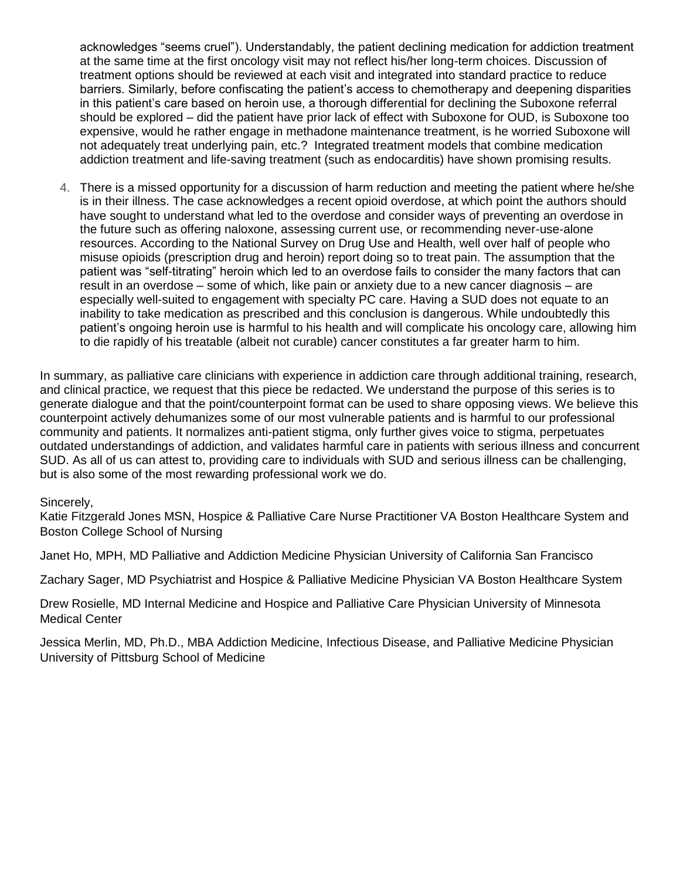acknowledges "seems cruel"). Understandably, the patient declining medication for addiction treatment at the same time at the first oncology visit may not reflect his/her long-term choices. Discussion of treatment options should be reviewed at each visit and integrated into standard practice to reduce barriers. Similarly, before confiscating the patient's access to chemotherapy and deepening disparities in this patient's care based on heroin use, a thorough differential for declining the Suboxone referral should be explored – did the patient have prior lack of effect with Suboxone for OUD, is Suboxone too expensive, would he rather engage in methadone maintenance treatment, is he worried Suboxone will not adequately treat underlying pain, etc.? Integrated treatment models that combine medication addiction treatment and life-saving treatment (such as endocarditis) have shown promising results.

4. There is a missed opportunity for a discussion of harm reduction and meeting the patient where he/she is in their illness. The case acknowledges a recent opioid overdose, at which point the authors should have sought to understand what led to the overdose and consider ways of preventing an overdose in the future such as offering naloxone, assessing current use, or recommending never-use-alone resources. According to the National Survey on Drug Use and Health, well over half of people who misuse opioids (prescription drug and heroin) report doing so to treat pain. The assumption that the patient was "self-titrating" heroin which led to an overdose fails to consider the many factors that can result in an overdose – some of which, like pain or anxiety due to a new cancer diagnosis – are especially well-suited to engagement with specialty PC care. Having a SUD does not equate to an inability to take medication as prescribed and this conclusion is dangerous. While undoubtedly this patient's ongoing heroin use is harmful to his health and will complicate his oncology care, allowing him to die rapidly of his treatable (albeit not curable) cancer constitutes a far greater harm to him.

In summary, as palliative care clinicians with experience in addiction care through additional training, research, and clinical practice, we request that this piece be redacted. We understand the purpose of this series is to generate dialogue and that the point/counterpoint format can be used to share opposing views. We believe this counterpoint actively dehumanizes some of our most vulnerable patients and is harmful to our professional community and patients. It normalizes anti-patient stigma, only further gives voice to stigma, perpetuates outdated understandings of addiction, and validates harmful care in patients with serious illness and concurrent SUD. As all of us can attest to, providing care to individuals with SUD and serious illness can be challenging, but is also some of the most rewarding professional work we do.

Sincerely,
Katie Fitzgerald Jones MSN, Hospice & Palliative Care Nurse Practitioner VA Boston Healthcare System and Boston College School of Nursing

Janet Ho, MPH, MD Palliative and Addiction Medicine Physician University of California San Francisco

Zachary Sager, MD Psychiatrist and Hospice & Palliative Medicine Physician VA Boston Healthcare System

Drew Rosielle, MD Internal Medicine and Hospice and Palliative Care Physician University of Minnesota Medical Center

Jessica Merlin, MD, Ph.D., MBA Addiction Medicine, Infectious Disease, and Palliative Medicine Physician University of Pittsburg School of Medicine